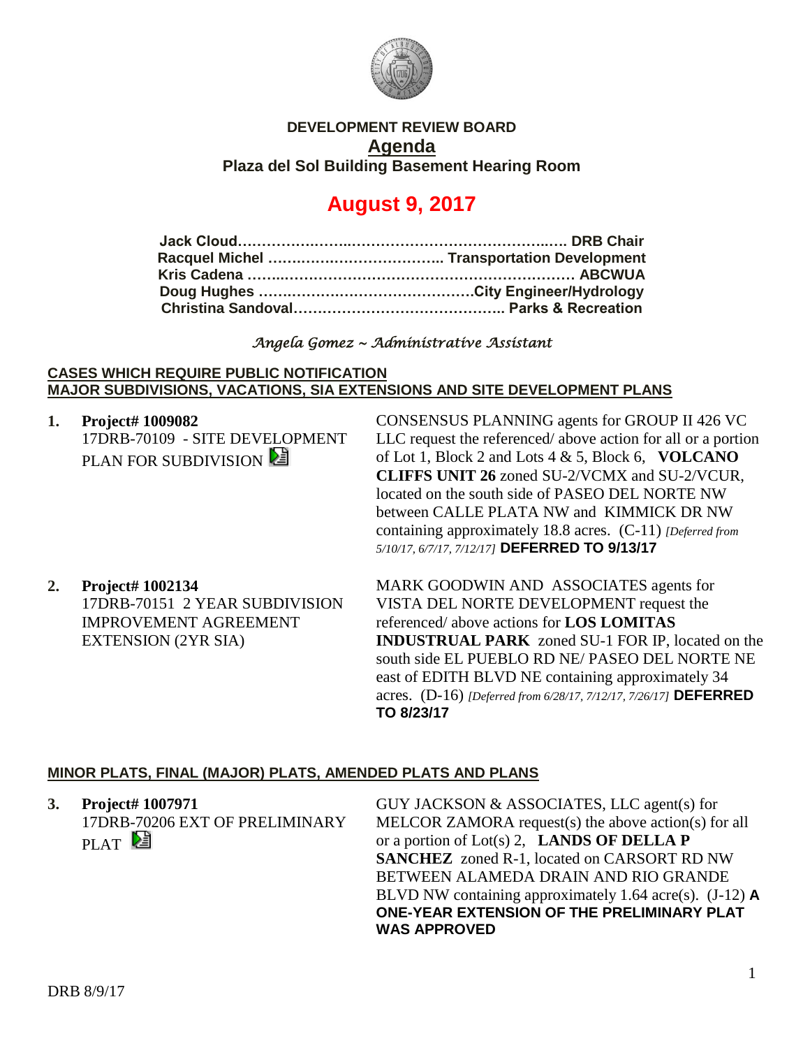**DEVELOPMENT REVIEW BOARD**

**Agenda**

**Plaza del Sol Building Basement Hearing Room**

# August 9, 2017

**Jack Cloud……………………………………………………….. DRB Chair**
**Racquel Michel ……………………………….. Transportation Development**
**Kris Cadena ……………………………………………………………… ABCWUA**
**Doug Hughes ……………………………………….City Engineer/Hydrology**
**Christina Sandoval…………………………………….. Parks & Recreation**

*Angela Gomez ~ Administrative Assistant*

**CASES WHICH REQUIRE PUBLIC NOTIFICATION**
**MAJOR SUBDIVISIONS, VACATIONS, SIA EXTENSIONS AND SITE DEVELOPMENT PLANS**

1. **Project# 1009082**
   17DRB-70109 - SITE DEVELOPMENT PLAN FOR SUBDIVISION

   CONSENSUS PLANNING agents for GROUP II 426 VC LLC request the referenced/ above action for all or a portion of Lot 1, Block 2 and Lots 4 & 5, Block 6, **VOLCANO CLIFFS UNIT 26** zoned SU-2/VCMX and SU-2/VCUR, located on the south side of PASEO DEL NORTE NW between CALLE PLATA NW and KIMMICK DR NW containing approximately 18.8 acres. (C-11) *[Deferred from 5/10/17, 6/7/17, 7/12/17]* **DEFERRED TO 9/13/17**

2. **Project# 1002134**
   17DRB-70151 2 YEAR SUBDIVISION IMPROVEMENT AGREEMENT EXTENSION (2YR SIA)

   MARK GOODWIN AND ASSOCIATES agents for VISTA DEL NORTE DEVELOPMENT request the referenced/ above actions for **LOS LOMITAS INDUSTRUAL PARK** zoned SU-1 FOR IP, located on the south side EL PUEBLO RD NE/ PASEO DEL NORTE NE east of EDITH BLVD NE containing approximately 34 acres. (D-16) *[Deferred from 6/28/17, 7/12/17, 7/26/17]* **DEFERRED TO 8/23/17**

**MINOR PLATS, FINAL (MAJOR) PLATS, AMENDED PLATS AND PLANS**

3. **Project# 1007971**
   17DRB-70206 EXT OF PRELIMINARY PLAT

   GUY JACKSON & ASSOCIATES, LLC agent(s) for MELCOR ZAMORA request(s) the above action(s) for all or a portion of Lot(s) 2, **LANDS OF DELLA P SANCHEZ** zoned R-1, located on CARSORT RD NW BETWEEN ALAMEDA DRAIN AND RIO GRANDE BLVD NW containing approximately 1.64 acre(s). (J-12) **A ONE-YEAR EXTENSION OF THE PRELIMINARY PLAT WAS APPROVED**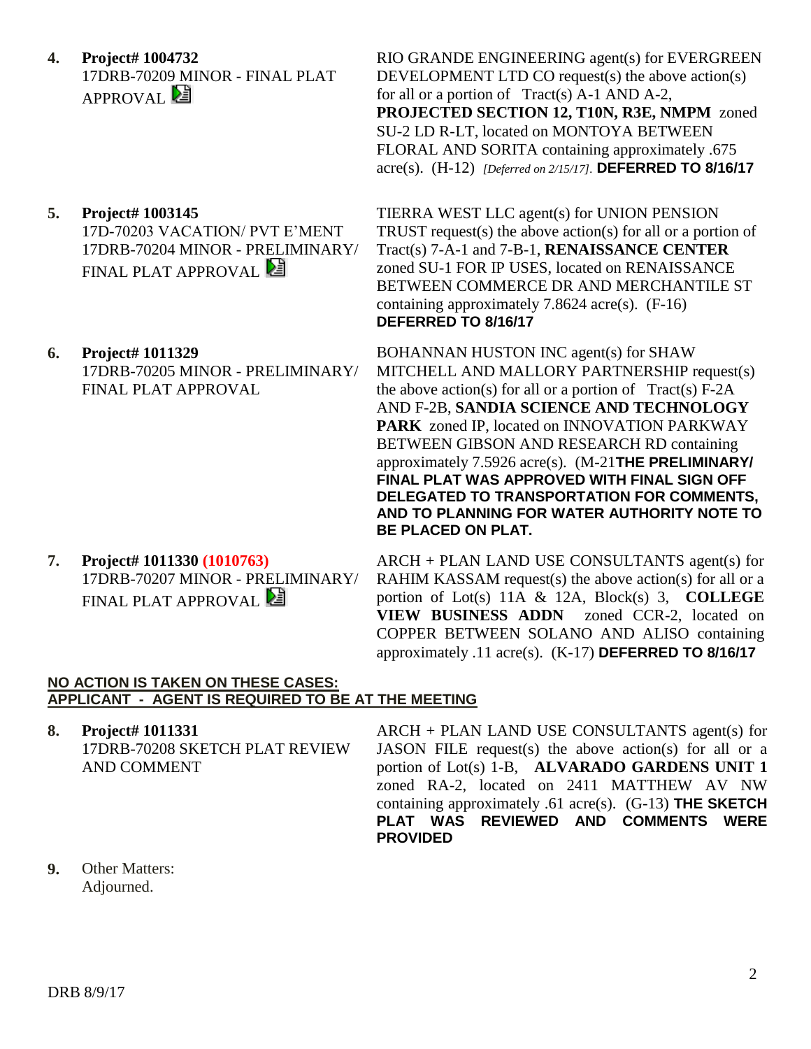4. **Project# 1004732**
17DRB-70209 MINOR - FINAL PLAT APPROVAL

RIO GRANDE ENGINEERING agent(s) for EVERGREEN DEVELOPMENT LTD CO request(s) the above action(s) for all or a portion of Tract(s) A-1 AND A-2, **PROJECTED SECTION 12, T10N, R3E, NMPM** zoned SU-2 LD R-LT, located on MONTOYA BETWEEN FLORAL AND SORITA containing approximately .675 acre(s). (H-12) *[Deferred on 2/15/17].* **DEFERRED TO 8/16/17**

5. **Project# 1003145**
17D-70203 VACATION/ PVT E'MENT
17DRB-70204 MINOR - PRELIMINARY/ FINAL PLAT APPROVAL

TIERRA WEST LLC agent(s) for UNION PENSION TRUST request(s) the above action(s) for all or a portion of Tract(s) 7-A-1 and 7-B-1, **RENAISSANCE CENTER** zoned SU-1 FOR IP USES, located on RENAISSANCE BETWEEN COMMERCE DR AND MERCHANTILE ST containing approximately 7.8624 acre(s). (F-16) **DEFERRED TO 8/16/17**

6. **Project# 1011329**
17DRB-70205 MINOR - PRELIMINARY/ FINAL PLAT APPROVAL

BOHANNAN HUSTON INC agent(s) for SHAW MITCHELL AND MALLORY PARTNERSHIP request(s) the above action(s) for all or a portion of Tract(s) F-2A AND F-2B, **SANDIA SCIENCE AND TECHNOLOGY PARK** zoned IP, located on INNOVATION PARKWAY BETWEEN GIBSON AND RESEARCH RD containing approximately 7.5926 acre(s). (M-21**THE PRELIMINARY/ FINAL PLAT WAS APPROVED WITH FINAL SIGN OFF DELEGATED TO TRANSPORTATION FOR COMMENTS, AND TO PLANNING FOR WATER AUTHORITY NOTE TO BE PLACED ON PLAT.**

7. **Project# 1011330 (1010763)**
17DRB-70207 MINOR - PRELIMINARY/ FINAL PLAT APPROVAL

ARCH + PLAN LAND USE CONSULTANTS agent(s) for RAHIM KASSAM request(s) the above action(s) for all or a portion of Lot(s) 11A & 12A, Block(s) 3, **COLLEGE VIEW BUSINESS ADDN** zoned CCR-2, located on COPPER BETWEEN SOLANO AND ALISO containing approximately .11 acre(s). (K-17) **DEFERRED TO 8/16/17**

**NO ACTION IS TAKEN ON THESE CASES:**
**APPLICANT - AGENT IS REQUIRED TO BE AT THE MEETING**

8. **Project# 1011331**
17DRB-70208 SKETCH PLAT REVIEW AND COMMENT

ARCH + PLAN LAND USE CONSULTANTS agent(s) for JASON FILE request(s) the above action(s) for all or a portion of Lot(s) 1-B, **ALVARADO GARDENS UNIT 1** zoned RA-2, located on 2411 MATTHEW AV NW containing approximately .61 acre(s). (G-13) **THE SKETCH PLAT WAS REVIEWED AND COMMENTS WERE PROVIDED**

9. Other Matters:
Adjourned.

DRB 8/9/17